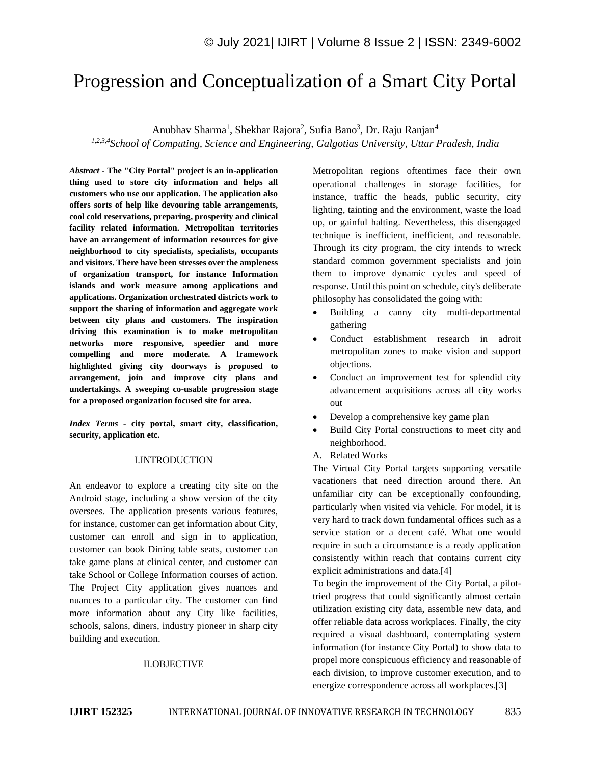# Progression and Conceptualization of a Smart City Portal

Anubhav Sharma[1], Shekhar Rajora[2], Sufia Bano[3], Dr. Raju Ranjan[4]

[1,2,3,4]*School of Computing, Science and Engineering, Galgotias University, Uttar Pradesh, India*

***Abstract* - The "City Portal" project is an in-application thing used to store city information and helps all customers who use our application. The application also offers sorts of help like devouring table arrangements, cool cold reservations, preparing, prosperity and clinical facility related information. Metropolitan territories have an arrangement of information resources for give neighborhood to city specialists, specialists, occupants and visitors. There have been stresses over the ampleness of organization transport, for instance Information islands and work measure among applications and applications. Organization orchestrated districts work to support the sharing of information and aggregate work between city plans and customers. The inspiration driving this examination is to make metropolitan networks more responsive, speedier and more compelling and more moderate. A framework highlighted giving city doorways is proposed to arrangement, join and improve city plans and undertakings. A sweeping co-usable progression stage for a proposed organization focused site for area.**

***Index Terms* - city portal, smart city, classification, security, application etc.**

## I.INTRODUCTION

An endeavor to explore a creating city site on the Android stage, including a show version of the city oversees. The application presents various features, for instance, customer can get information about City, customer can enroll and sign in to application, customer can book Dining table seats, customer can take game plans at clinical center, and customer can take School or College Information courses of action. The Project City application gives nuances and nuances to a particular city. The customer can find more information about any City like facilities, schools, salons, diners, industry pioneer in sharp city building and execution.

## II.OBJECTIVE

Metropolitan regions oftentimes face their own operational challenges in storage facilities, for instance, traffic the heads, public security, city lighting, tainting and the environment, waste the load up, or gainful halting. Nevertheless, this disengaged technique is inefficient, inefficient, and reasonable. Through its city program, the city intends to wreck standard common government specialists and join them to improve dynamic cycles and speed of response. Until this point on schedule, city's deliberate philosophy has consolidated the going with:

- Building a canny city multi-departmental gathering
- Conduct establishment research in adroit metropolitan zones to make vision and support objections.
- Conduct an improvement test for splendid city advancement acquisitions across all city works out
- Develop a comprehensive key game plan
- Build City Portal constructions to meet city and neighborhood.

A. Related Works

The Virtual City Portal targets supporting versatile vacationers that need direction around there. An unfamiliar city can be exceptionally confounding, particularly when visited via vehicle. For model, it is very hard to track down fundamental offices such as a service station or a decent café. What one would require in such a circumstance is a ready application consistently within reach that contains current city explicit administrations and data.[4]

To begin the improvement of the City Portal, a pilot-tried progress that could significantly almost certain utilization existing city data, assemble new data, and offer reliable data across workplaces. Finally, the city required a visual dashboard, contemplating system information (for instance City Portal) to show data to propel more conspicuous efficiency and reasonable of each division, to improve customer execution, and to energize correspondence across all workplaces.[3]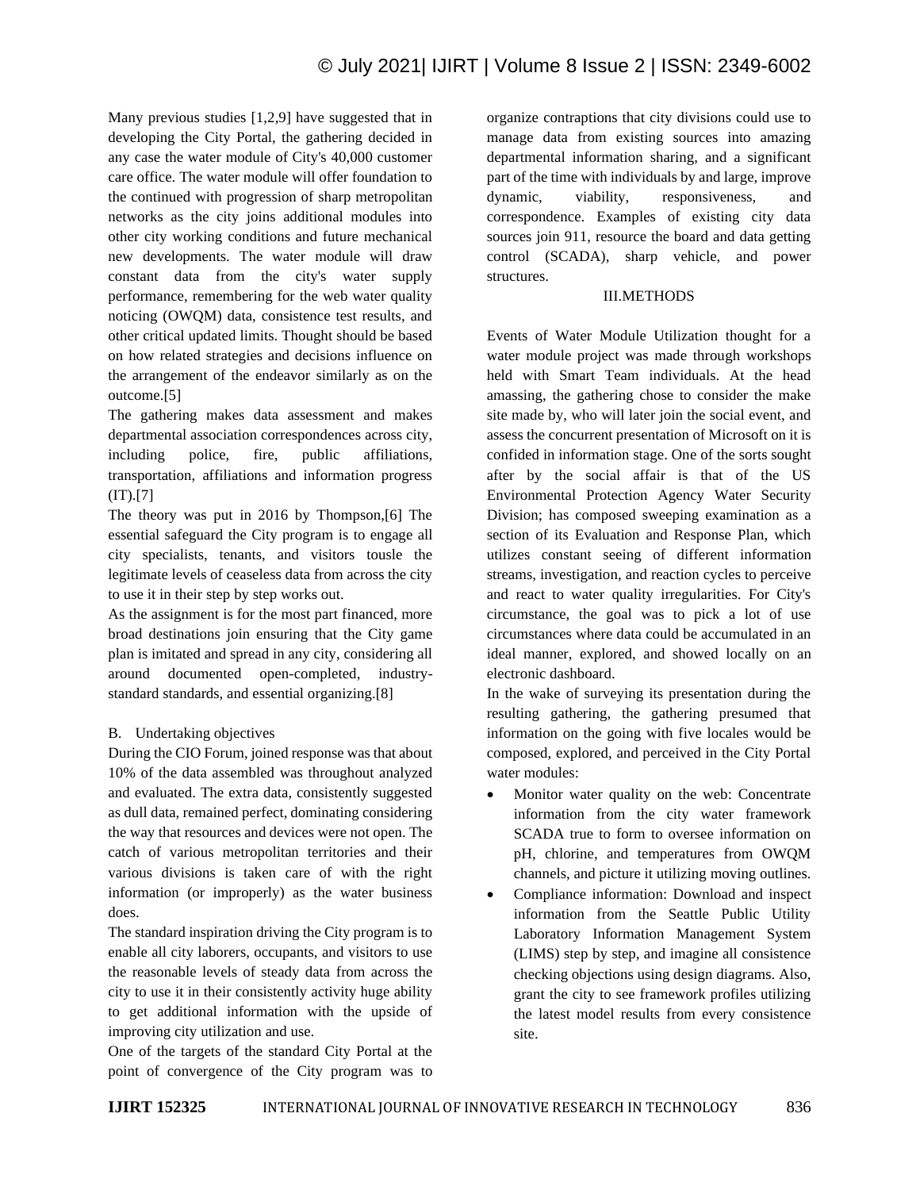Many previous studies [1,2,9] have suggested that in developing the City Portal, the gathering decided in any case the water module of City's 40,000 customer care office. The water module will offer foundation to the continued with progression of sharp metropolitan networks as the city joins additional modules into other city working conditions and future mechanical new developments. The water module will draw constant data from the city's water supply performance, remembering for the web water quality noticing (OWQM) data, consistence test results, and other critical updated limits. Thought should be based on how related strategies and decisions influence on the arrangement of the endeavor similarly as on the outcome.[5]

The gathering makes data assessment and makes departmental association correspondences across city, including police, fire, public affiliations, transportation, affiliations and information progress (IT).[7]

The theory was put in 2016 by Thompson,[6] The essential safeguard the City program is to engage all city specialists, tenants, and visitors tousle the legitimate levels of ceaseless data from across the city to use it in their step by step works out.

As the assignment is for the most part financed, more broad destinations join ensuring that the City game plan is imitated and spread in any city, considering all around documented open-completed, industry-standard standards, and essential organizing.[8]

B. Undertaking objectives

During the CIO Forum, joined response was that about 10% of the data assembled was throughout analyzed and evaluated. The extra data, consistently suggested as dull data, remained perfect, dominating considering the way that resources and devices were not open. The catch of various metropolitan territories and their various divisions is taken care of with the right information (or improperly) as the water business does.

The standard inspiration driving the City program is to enable all city laborers, occupants, and visitors to use the reasonable levels of steady data from across the city to use it in their consistently activity huge ability to get additional information with the upside of improving city utilization and use.

One of the targets of the standard City Portal at the point of convergence of the City program was to organize contraptions that city divisions could use to manage data from existing sources into amazing departmental information sharing, and a significant part of the time with individuals by and large, improve dynamic, viability, responsiveness, and correspondence. Examples of existing city data sources join 911, resource the board and data getting control (SCADA), sharp vehicle, and power structures.

## III.METHODS

Events of Water Module Utilization thought for a water module project was made through workshops held with Smart Team individuals. At the head amassing, the gathering chose to consider the make site made by, who will later join the social event, and assess the concurrent presentation of Microsoft on it is confided in information stage. One of the sorts sought after by the social affair is that of the US Environmental Protection Agency Water Security Division; has composed sweeping examination as a section of its Evaluation and Response Plan, which utilizes constant seeing of different information streams, investigation, and reaction cycles to perceive and react to water quality irregularities. For City's circumstance, the goal was to pick a lot of use circumstances where data could be accumulated in an ideal manner, explored, and showed locally on an electronic dashboard.

In the wake of surveying its presentation during the resulting gathering, the gathering presumed that information on the going with five locales would be composed, explored, and perceived in the City Portal water modules:

- Monitor water quality on the web: Concentrate information from the city water framework SCADA true to form to oversee information on pH, chlorine, and temperatures from OWQM channels, and picture it utilizing moving outlines.
- Compliance information: Download and inspect information from the Seattle Public Utility Laboratory Information Management System (LIMS) step by step, and imagine all consistence checking objections using design diagrams. Also, grant the city to see framework profiles utilizing the latest model results from every consistence site.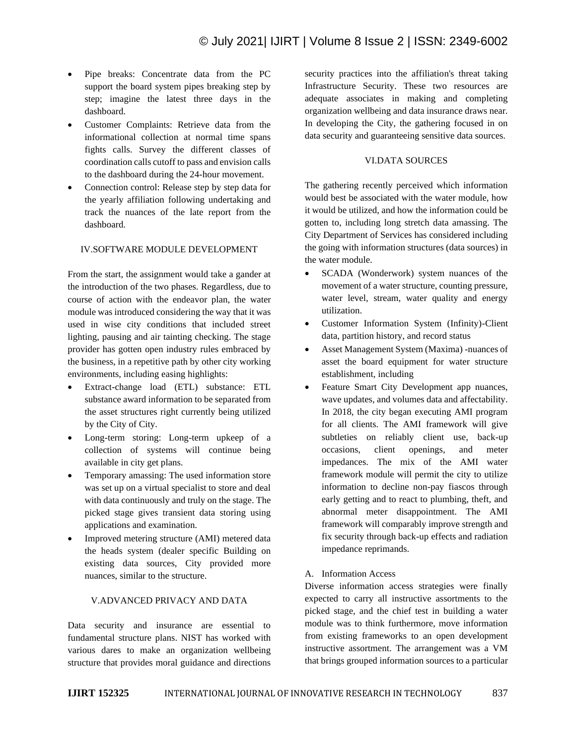- Pipe breaks: Concentrate data from the PC support the board system pipes breaking step by step; imagine the latest three days in the dashboard.
- Customer Complaints: Retrieve data from the informational collection at normal time spans fights calls. Survey the different classes of coordination calls cutoff to pass and envision calls to the dashboard during the 24-hour movement.
- Connection control: Release step by step data for the yearly affiliation following undertaking and track the nuances of the late report from the dashboard.

## IV.SOFTWARE MODULE DEVELOPMENT

From the start, the assignment would take a gander at the introduction of the two phases. Regardless, due to course of action with the endeavor plan, the water module was introduced considering the way that it was used in wise city conditions that included street lighting, pausing and air tainting checking. The stage provider has gotten open industry rules embraced by the business, in a repetitive path by other city working environments, including easing highlights:

- Extract-change load (ETL) substance: ETL substance award information to be separated from the asset structures right currently being utilized by the City of City.
- Long-term storing: Long-term upkeep of a collection of systems will continue being available in city get plans.
- Temporary amassing: The used information store was set up on a virtual specialist to store and deal with data continuously and truly on the stage. The picked stage gives transient data storing using applications and examination.
- Improved metering structure (AMI) metered data the heads system (dealer specific Building on existing data sources, City provided more nuances, similar to the structure.

## V.ADVANCED PRIVACY AND DATA

Data security and insurance are essential to fundamental structure plans. NIST has worked with various dares to make an organization wellbeing structure that provides moral guidance and directions security practices into the affiliation's threat taking Infrastructure Security. These two resources are adequate associates in making and completing organization wellbeing and data insurance draws near. In developing the City, the gathering focused in on data security and guaranteeing sensitive data sources.

## VI.DATA SOURCES

The gathering recently perceived which information would best be associated with the water module, how it would be utilized, and how the information could be gotten to, including long stretch data amassing. The City Department of Services has considered including the going with information structures (data sources) in the water module.

- SCADA (Wonderwork) system nuances of the movement of a water structure, counting pressure, water level, stream, water quality and energy utilization.
- Customer Information System (Infinity)-Client data, partition history, and record status
- Asset Management System (Maxima) -nuances of asset the board equipment for water structure establishment, including
- Feature Smart City Development app nuances, wave updates, and volumes data and affectability. In 2018, the city began executing AMI program for all clients. The AMI framework will give subtleties on reliably client use, back-up occasions, client openings, and meter impedances. The mix of the AMI water framework module will permit the city to utilize information to decline non-pay fiascos through early getting and to react to plumbing, theft, and abnormal meter disappointment. The AMI framework will comparably improve strength and fix security through back-up effects and radiation impedance reprimands.

### A. Information Access

Diverse information access strategies were finally expected to carry all instructive assortments to the picked stage, and the chief test in building a water module was to think furthermore, move information from existing frameworks to an open development instructive assortment. The arrangement was a VM that brings grouped information sources to a particular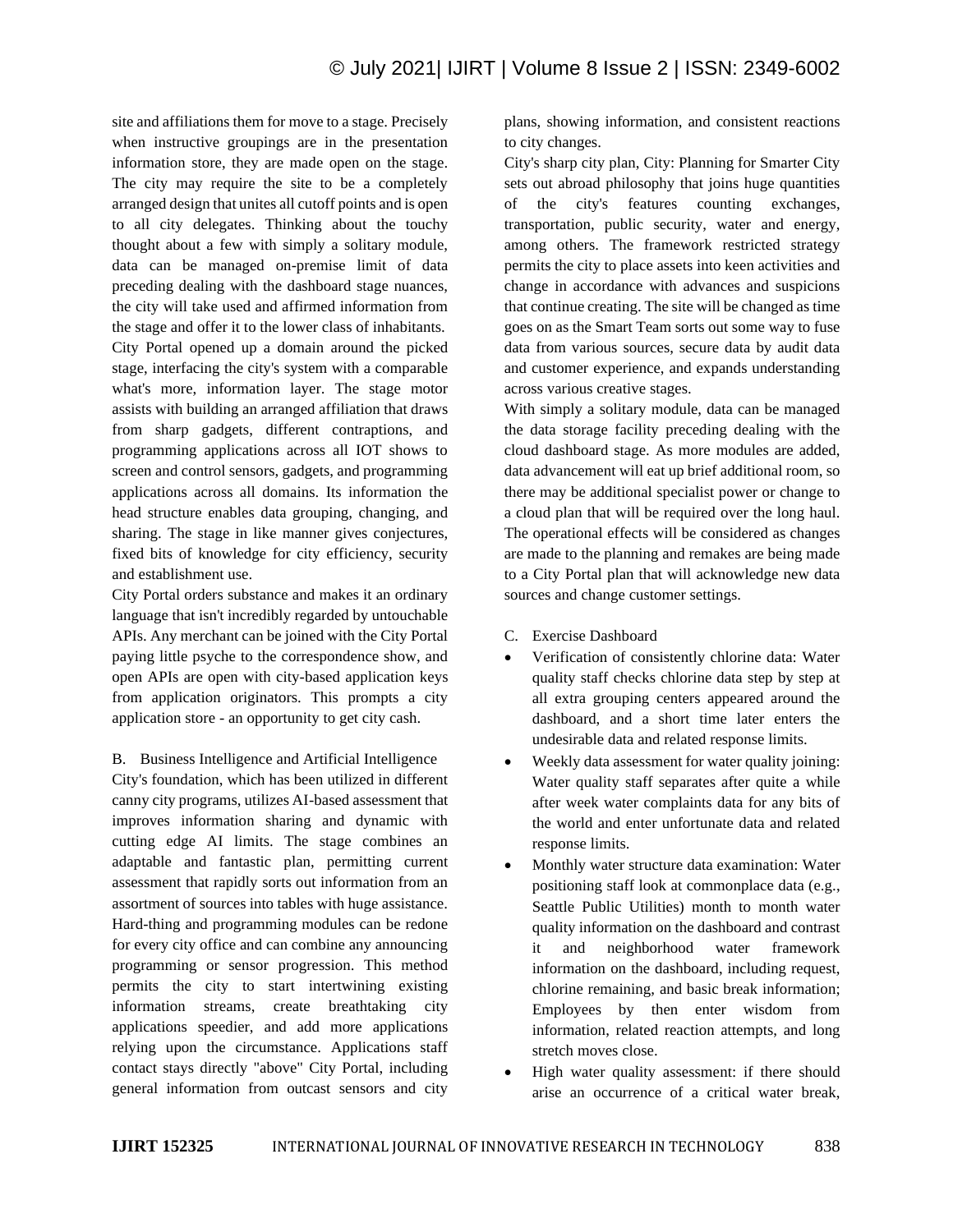site and affiliations them for move to a stage. Precisely when instructive groupings are in the presentation information store, they are made open on the stage. The city may require the site to be a completely arranged design that unites all cutoff points and is open to all city delegates. Thinking about the touchy thought about a few with simply a solitary module, data can be managed on-premise limit of data preceding dealing with the dashboard stage nuances, the city will take used and affirmed information from the stage and offer it to the lower class of inhabitants. City Portal opened up a domain around the picked stage, interfacing the city's system with a comparable what's more, information layer. The stage motor assists with building an arranged affiliation that draws from sharp gadgets, different contraptions, and programming applications across all IOT shows to screen and control sensors, gadgets, and programming applications across all domains. Its information the head structure enables data grouping, changing, and sharing. The stage in like manner gives conjectures, fixed bits of knowledge for city efficiency, security and establishment use.

City Portal orders substance and makes it an ordinary language that isn't incredibly regarded by untouchable APIs. Any merchant can be joined with the City Portal paying little psyche to the correspondence show, and open APIs are open with city-based application keys from application originators. This prompts a city application store - an opportunity to get city cash.

B. Business Intelligence and Artificial Intelligence

City's foundation, which has been utilized in different canny city programs, utilizes AI-based assessment that improves information sharing and dynamic with cutting edge AI limits. The stage combines an adaptable and fantastic plan, permitting current assessment that rapidly sorts out information from an assortment of sources into tables with huge assistance. Hard-thing and programming modules can be redone for every city office and can combine any announcing programming or sensor progression. This method permits the city to start intertwining existing information streams, create breathtaking city applications speedier, and add more applications relying upon the circumstance. Applications staff contact stays directly "above" City Portal, including general information from outcast sensors and city plans, showing information, and consistent reactions to city changes.

City's sharp city plan, City: Planning for Smarter City sets out abroad philosophy that joins huge quantities of the city's features counting exchanges, transportation, public security, water and energy, among others. The framework restricted strategy permits the city to place assets into keen activities and change in accordance with advances and suspicions that continue creating. The site will be changed as time goes on as the Smart Team sorts out some way to fuse data from various sources, secure data by audit data and customer experience, and expands understanding across various creative stages.

With simply a solitary module, data can be managed the data storage facility preceding dealing with the cloud dashboard stage. As more modules are added, data advancement will eat up brief additional room, so there may be additional specialist power or change to a cloud plan that will be required over the long haul. The operational effects will be considered as changes are made to the planning and remakes are being made to a City Portal plan that will acknowledge new data sources and change customer settings.

C. Exercise Dashboard

- Verification of consistently chlorine data: Water quality staff checks chlorine data step by step at all extra grouping centers appeared around the dashboard, and a short time later enters the undesirable data and related response limits.
- Weekly data assessment for water quality joining: Water quality staff separates after quite a while after week water complaints data for any bits of the world and enter unfortunate data and related response limits.
- Monthly water structure data examination: Water positioning staff look at commonplace data (e.g., Seattle Public Utilities) month to month water quality information on the dashboard and contrast it and neighborhood water framework information on the dashboard, including request, chlorine remaining, and basic break information; Employees by then enter wisdom from information, related reaction attempts, and long stretch moves close.
- High water quality assessment: if there should arise an occurrence of a critical water break,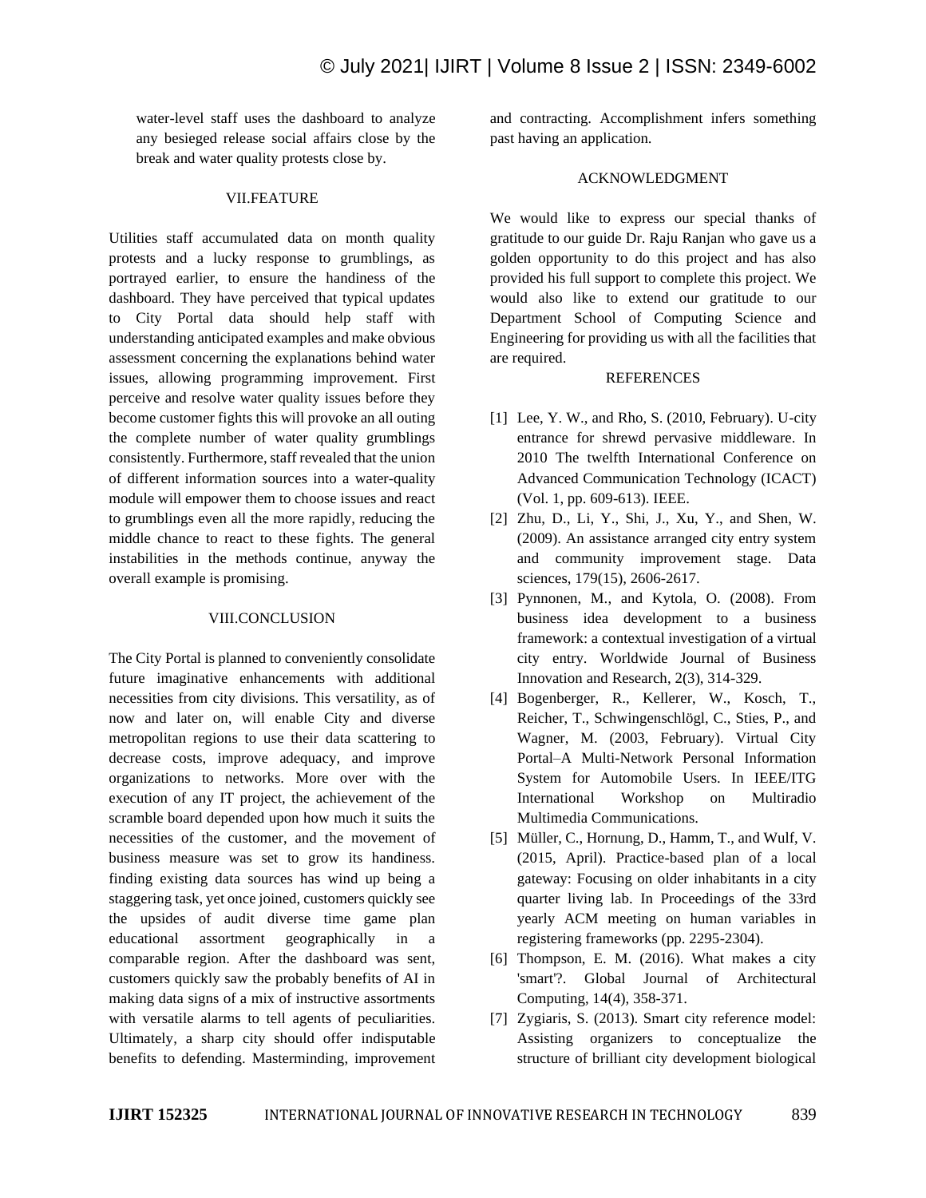water-level staff uses the dashboard to analyze any besieged release social affairs close by the break and water quality protests close by.

## VII.FEATURE

Utilities staff accumulated data on month quality protests and a lucky response to grumblings, as portrayed earlier, to ensure the handiness of the dashboard. They have perceived that typical updates to City Portal data should help staff with understanding anticipated examples and make obvious assessment concerning the explanations behind water issues, allowing programming improvement. First perceive and resolve water quality issues before they become customer fights this will provoke an all outing the complete number of water quality grumblings consistently. Furthermore, staff revealed that the union of different information sources into a water-quality module will empower them to choose issues and react to grumblings even all the more rapidly, reducing the middle chance to react to these fights. The general instabilities in the methods continue, anyway the overall example is promising.

## VIII.CONCLUSION

The City Portal is planned to conveniently consolidate future imaginative enhancements with additional necessities from city divisions. This versatility, as of now and later on, will enable City and diverse metropolitan regions to use their data scattering to decrease costs, improve adequacy, and improve organizations to networks. More over with the execution of any IT project, the achievement of the scramble board depended upon how much it suits the necessities of the customer, and the movement of business measure was set to grow its handiness. finding existing data sources has wind up being a staggering task, yet once joined, customers quickly see the upsides of audit diverse time game plan educational assortment geographically in a comparable region. After the dashboard was sent, customers quickly saw the probably benefits of AI in making data signs of a mix of instructive assortments with versatile alarms to tell agents of peculiarities. Ultimately, a sharp city should offer indisputable benefits to defending. Masterminding, improvement and contracting. Accomplishment infers something past having an application.

## ACKNOWLEDGMENT

We would like to express our special thanks of gratitude to our guide Dr. Raju Ranjan who gave us a golden opportunity to do this project and has also provided his full support to complete this project. We would also like to extend our gratitude to our Department School of Computing Science and Engineering for providing us with all the facilities that are required.

## REFERENCES

[1] Lee, Y. W., and Rho, S. (2010, February). U-city entrance for shrewd pervasive middleware. In 2010 The twelfth International Conference on Advanced Communication Technology (ICACT) (Vol. 1, pp. 609-613). IEEE.

[2] Zhu, D., Li, Y., Shi, J., Xu, Y., and Shen, W. (2009). An assistance arranged city entry system and community improvement stage. Data sciences, 179(15), 2606-2617.

[3] Pynnonen, M., and Kytola, O. (2008). From business idea development to a business framework: a contextual investigation of a virtual city entry. Worldwide Journal of Business Innovation and Research, 2(3), 314-329.

[4] Bogenberger, R., Kellerer, W., Kosch, T., Reicher, T., Schwingenschlögl, C., Sties, P., and Wagner, M. (2003, February). Virtual City Portal–A Multi-Network Personal Information System for Automobile Users. In IEEE/ITG International Workshop on Multiradio Multimedia Communications.

[5] Müller, C., Hornung, D., Hamm, T., and Wulf, V. (2015, April). Practice-based plan of a local gateway: Focusing on older inhabitants in a city quarter living lab. In Proceedings of the 33rd yearly ACM meeting on human variables in registering frameworks (pp. 2295-2304).

[6] Thompson, E. M. (2016). What makes a city 'smart'?. Global Journal of Architectural Computing, 14(4), 358-371.

[7] Zygiaris, S. (2013). Smart city reference model: Assisting organizers to conceptualize the structure of brilliant city development biological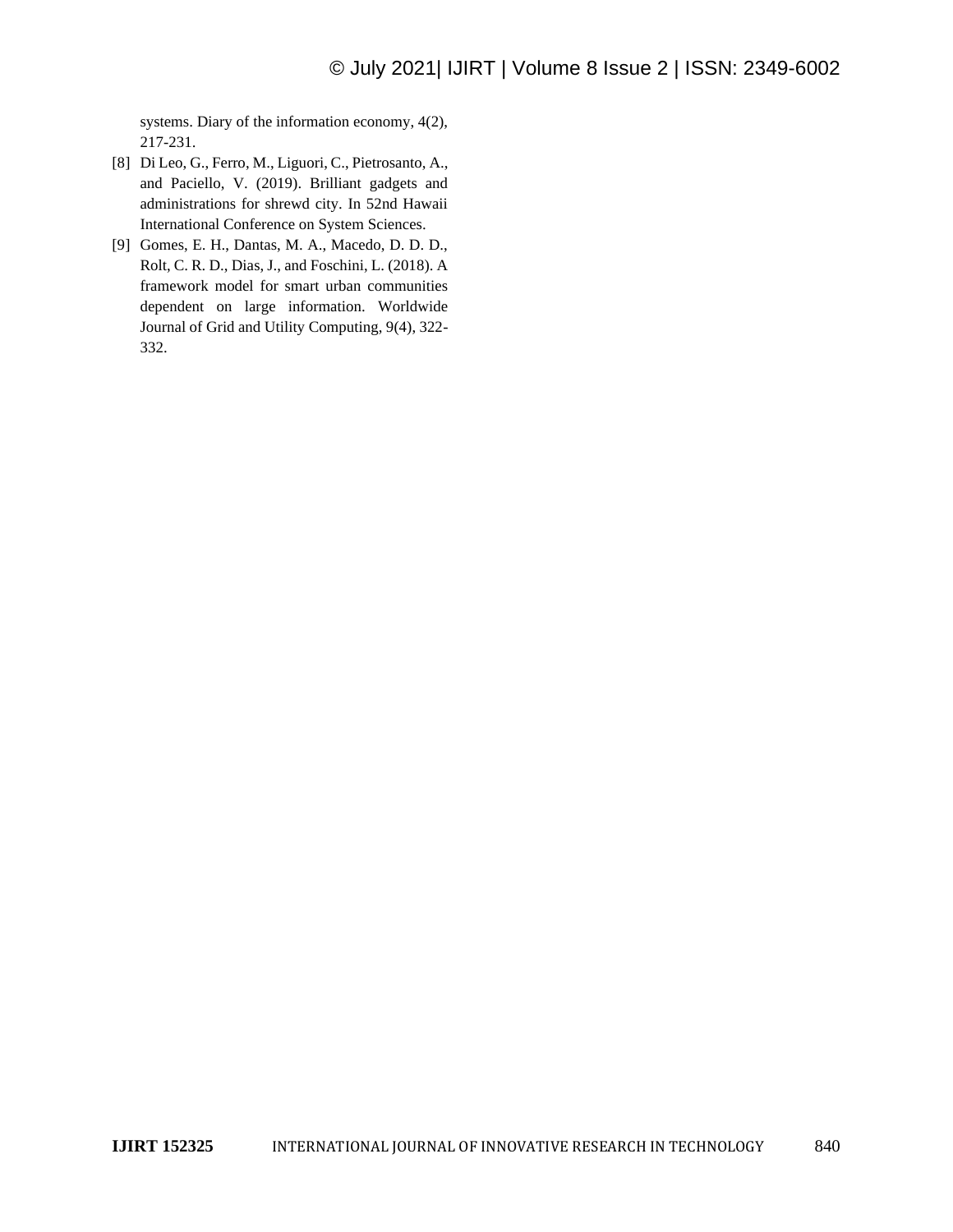systems. Diary of the information economy, 4(2), 217-231.

[8] Di Leo, G., Ferro, M., Liguori, C., Pietrosanto, A., and Paciello, V. (2019). Brilliant gadgets and administrations for shrewd city. In 52nd Hawaii International Conference on System Sciences.

[9] Gomes, E. H., Dantas, M. A., Macedo, D. D. D., Rolt, C. R. D., Dias, J., and Foschini, L. (2018). A framework model for smart urban communities dependent on large information. Worldwide Journal of Grid and Utility Computing, 9(4), 322-332.